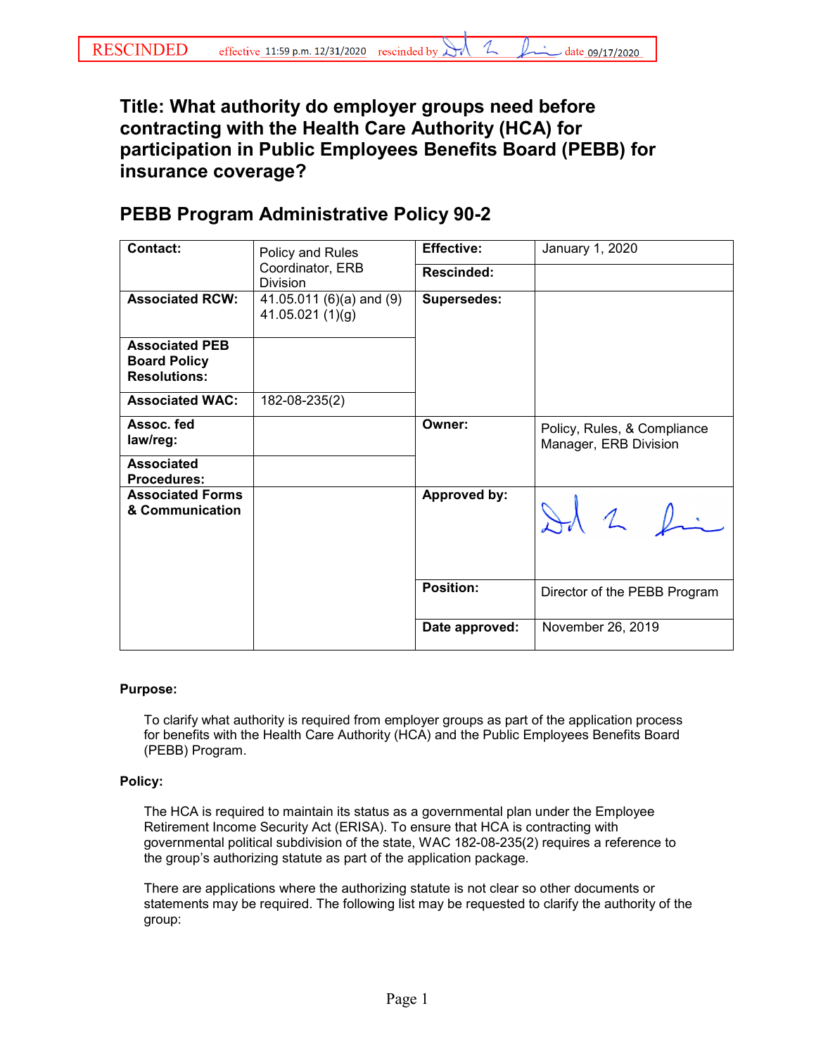RESCINDED effective 11:59 p.m. 12/31/2020 rescinded by [signature] date 09/17/2020

# Title: What authority do employer groups need before contracting with the Health Care Authority (HCA) for participation in Public Employees Benefits Board (PEBB) for insurance coverage?

## PEBB Program Administrative Policy 90-2

| | | | |
|---|---|---|---|
| **Contact:** | Policy and Rules Coordinator, ERB Division | **Effective:** | January 1, 2020 |
| | | **Rescinded:** | |
| **Associated RCW:** | 41.05.011 (6)(a) and (9) 41.05.021 (1)(g) | **Supersedes:** | |
| **Associated PEB Board Policy Resolutions:** | | | |
| **Associated WAC:** | 182-08-235(2) | | |
| **Assoc. fed law/reg:** | | **Owner:** | Policy, Rules, & Compliance Manager, ERB Division |
| **Associated Procedures:** | | | |
| **Associated Forms & Communication** | | **Approved by:** | [signature] |
| | | **Position:** | Director of the PEBB Program |
| | | **Date approved:** | November 26, 2019 |

**Purpose:**

To clarify what authority is required from employer groups as part of the application process for benefits with the Health Care Authority (HCA) and the Public Employees Benefits Board (PEBB) Program.

**Policy:**

The HCA is required to maintain its status as a governmental plan under the Employee Retirement Income Security Act (ERISA). To ensure that HCA is contracting with governmental political subdivision of the state, WAC 182-08-235(2) requires a reference to the group's authorizing statute as part of the application package.

There are applications where the authorizing statute is not clear so other documents or statements may be required. The following list may be requested to clarify the authority of the group: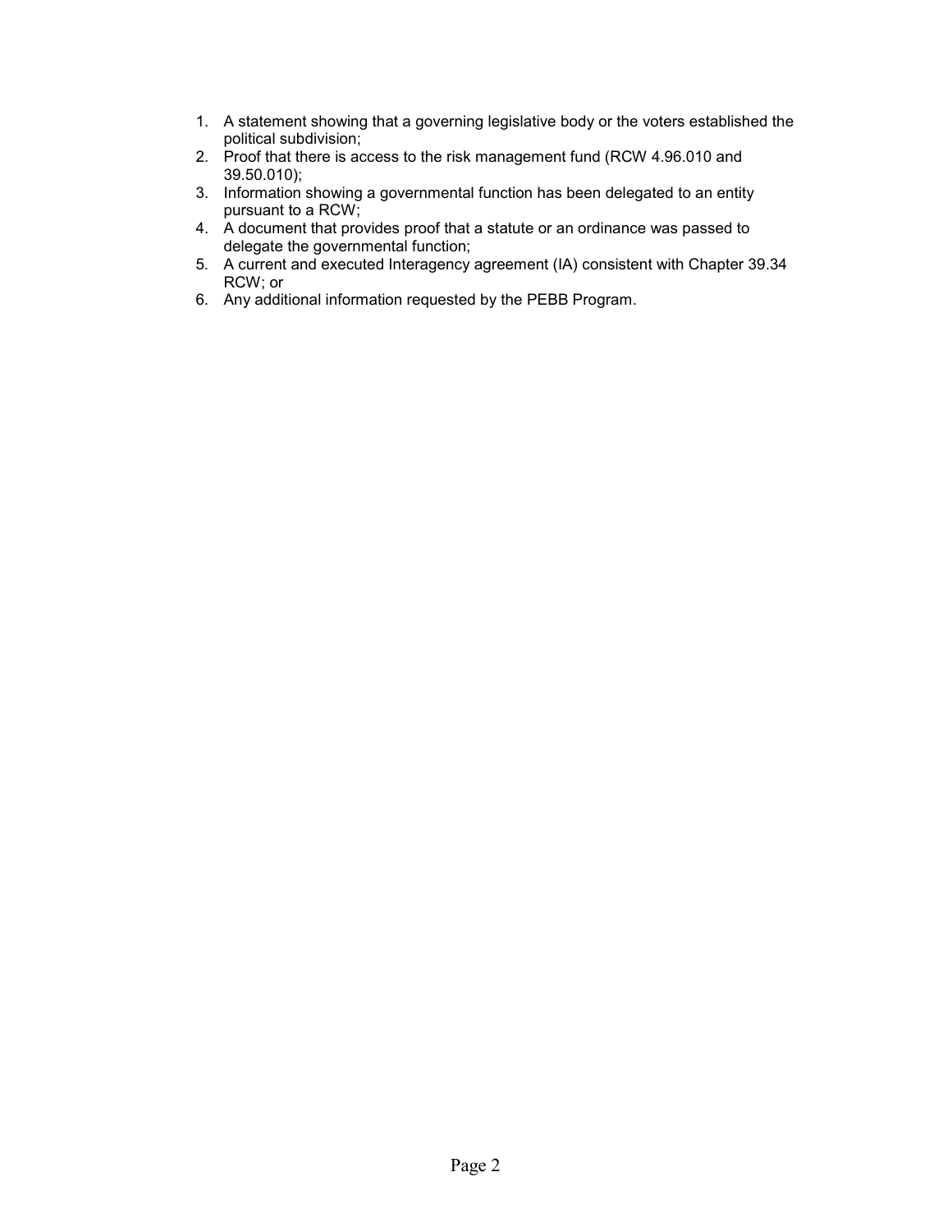1. A statement showing that a governing legislative body or the voters established the political subdivision;
2. Proof that there is access to the risk management fund (RCW 4.96.010 and 39.50.010);
3. Information showing a governmental function has been delegated to an entity pursuant to a RCW;
4. A document that provides proof that a statute or an ordinance was passed to delegate the governmental function;
5. A current and executed Interagency agreement (IA) consistent with Chapter 39.34 RCW; or
6. Any additional information requested by the PEBB Program.